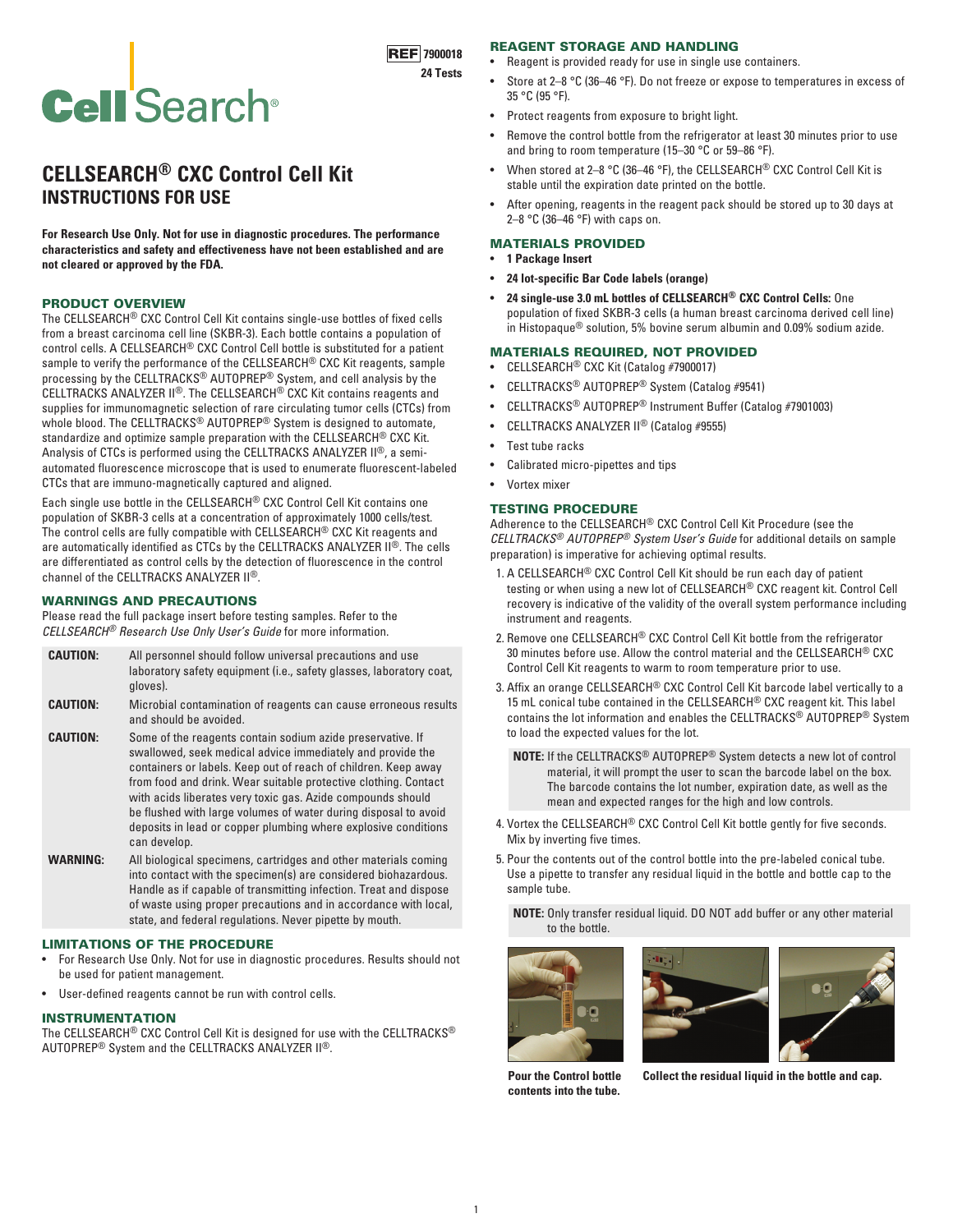CellSearch®

**REF 7900018**
**24 Tests**

# CELLSEARCH® CXC Control Cell Kit
## INSTRUCTIONS FOR USE

**For Research Use Only. Not for use in diagnostic procedures. The performance characteristics and safety and effectiveness have not been established and are not cleared or approved by the FDA.**

### PRODUCT OVERVIEW

The CELLSEARCH® CXC Control Cell Kit contains single-use bottles of fixed cells from a breast carcinoma cell line (SKBR-3). Each bottle contains a population of control cells. A CELLSEARCH® CXC Control Cell bottle is substituted for a patient sample to verify the performance of the CELLSEARCH® CXC Kit reagents, sample processing by the CELLTRACKS® AUTOPREP® System, and cell analysis by the CELLTRACKS ANALYZER II®. The CELLSEARCH® CXC Kit contains reagents and supplies for immunomagnetic selection of rare circulating tumor cells (CTCs) from whole blood. The CELLTRACKS® AUTOPREP® System is designed to automate, standardize and optimize sample preparation with the CELLSEARCH® CXC Kit. Analysis of CTCs is performed using the CELLTRACKS ANALYZER II®, a semi-automated fluorescence microscope that is used to enumerate fluorescent-labeled CTCs that are immuno-magnetically captured and aligned.

Each single use bottle in the CELLSEARCH® CXC Control Cell Kit contains one population of SKBR-3 cells at a concentration of approximately 1000 cells/test. The control cells are fully compatible with CELLSEARCH® CXC Kit reagents and are automatically identified as CTCs by the CELLTRACKS ANALYZER II®. The cells are differentiated as control cells by the detection of fluorescence in the control channel of the CELLTRACKS ANALYZER II®.

### WARNINGS AND PRECAUTIONS

Please read the full package insert before testing samples. Refer to the *CELLSEARCH® Research Use Only User's Guide* for more information.

| | |
|---|---|
| **CAUTION:** | All personnel should follow universal precautions and use laboratory safety equipment (i.e., safety glasses, laboratory coat, gloves). |
| **CAUTION:** | Microbial contamination of reagents can cause erroneous results and should be avoided. |
| **CAUTION:** | Some of the reagents contain sodium azide preservative. If swallowed, seek medical advice immediately and provide the containers or labels. Keep out of reach of children. Keep away from food and drink. Wear suitable protective clothing. Contact with acids liberates very toxic gas. Azide compounds should be flushed with large volumes of water during disposal to avoid deposits in lead or copper plumbing where explosive conditions can develop. |
| **WARNING:** | All biological specimens, cartridges and other materials coming into contact with the specimen(s) are considered biohazardous. Handle as if capable of transmitting infection. Treat and dispose of waste using proper precautions and in accordance with local, state, and federal regulations. Never pipette by mouth. |

### LIMITATIONS OF THE PROCEDURE

- For Research Use Only. Not for use in diagnostic procedures. Results should not be used for patient management.
- User-defined reagents cannot be run with control cells.

### INSTRUMENTATION

The CELLSEARCH® CXC Control Cell Kit is designed for use with the CELLTRACKS® AUTOPREP® System and the CELLTRACKS ANALYZER II®.

### REAGENT STORAGE AND HANDLING

- Reagent is provided ready for use in single use containers.
- Store at 2–8 °C (36–46 °F). Do not freeze or expose to temperatures in excess of 35 °C (95 °F).
- Protect reagents from exposure to bright light.
- Remove the control bottle from the refrigerator at least 30 minutes prior to use and bring to room temperature (15–30 °C or 59–86 °F).
- When stored at 2–8 °C (36–46 °F), the CELLSEARCH® CXC Control Cell Kit is stable until the expiration date printed on the bottle.
- After opening, reagents in the reagent pack should be stored up to 30 days at 2–8 °C (36–46 °F) with caps on.

### MATERIALS PROVIDED

- **1 Package Insert**
- **24 lot-specific Bar Code labels (orange)**
- **24 single-use 3.0 mL bottles of CELLSEARCH® CXC Control Cells:** One population of fixed SKBR-3 cells (a human breast carcinoma derived cell line) in Histopaque® solution, 5% bovine serum albumin and 0.09% sodium azide.

### MATERIALS REQUIRED, NOT PROVIDED

- CELLSEARCH® CXC Kit (Catalog #7900017)
- CELLTRACKS® AUTOPREP® System (Catalog #9541)
- CELLTRACKS® AUTOPREP® Instrument Buffer (Catalog #7901003)
- CELLTRACKS ANALYZER II® (Catalog #9555)
- Test tube racks
- Calibrated micro-pipettes and tips
- Vortex mixer

### TESTING PROCEDURE

Adherence to the CELLSEARCH® CXC Control Cell Kit Procedure (see the *CELLTRACKS® AUTOPREP® System User's Guide* for additional details on sample preparation) is imperative for achieving optimal results.

1. A CELLSEARCH® CXC Control Cell Kit should be run each day of patient testing or when using a new lot of CELLSEARCH® CXC reagent kit. Control Cell recovery is indicative of the validity of the overall system performance including instrument and reagents.
2. Remove one CELLSEARCH® CXC Control Cell Kit bottle from the refrigerator 30 minutes before use. Allow the control material and the CELLSEARCH® CXC Control Cell Kit reagents to warm to room temperature prior to use.
3. Affix an orange CELLSEARCH® CXC Control Cell Kit barcode label vertically to a 15 mL conical tube contained in the CELLSEARCH® CXC reagent kit. This label contains the lot information and enables the CELLTRACKS® AUTOPREP® System to load the expected values for the lot.

   **NOTE:** If the CELLTRACKS® AUTOPREP® System detects a new lot of control material, it will prompt the user to scan the barcode label on the box. The barcode contains the lot number, expiration date, as well as the mean and expected ranges for the high and low controls.

4. Vortex the CELLSEARCH® CXC Control Cell Kit bottle gently for five seconds. Mix by inverting five times.
5. Pour the contents out of the control bottle into the pre-labeled conical tube. Use a pipette to transfer any residual liquid in the bottle and bottle cap to the sample tube.

   **NOTE:** Only transfer residual liquid. DO NOT add buffer or any other material to the bottle.

**Pour the Control bottle contents into the tube.**

**Collect the residual liquid in the bottle and cap.**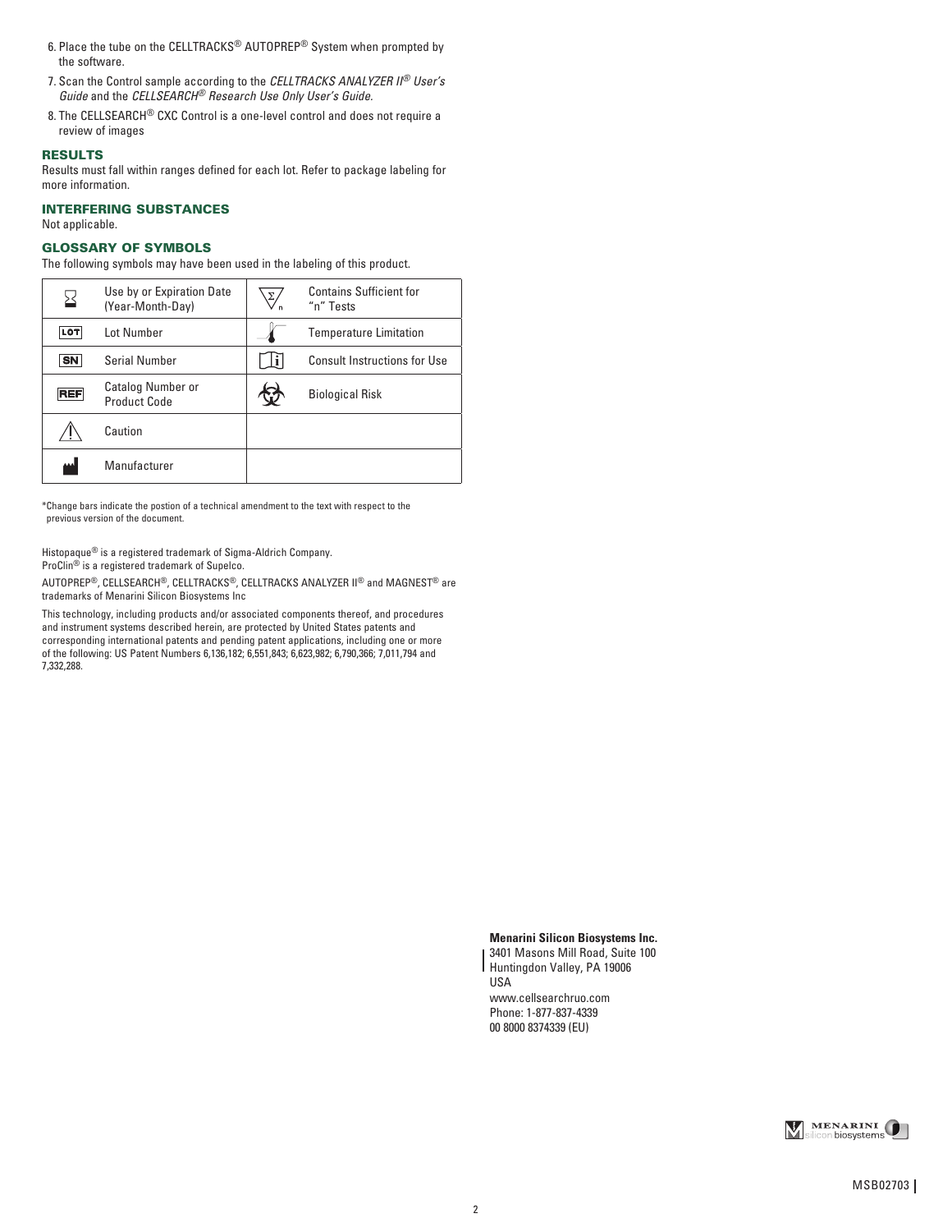6. Place the tube on the CELLTRACKS® AUTOPREP® System when prompted by the software.
7. Scan the Control sample according to the *CELLTRACKS ANALYZER II® User's Guide* and the *CELLSEARCH® Research Use Only User's Guide.*
8. The CELLSEARCH® CXC Control is a one-level control and does not require a review of images

## RESULTS

Results must fall within ranges defined for each lot. Refer to package labeling for more information.

## INTERFERING SUBSTANCES

Not applicable.

## GLOSSARY OF SYMBOLS

The following symbols may have been used in the labeling of this product.

| | | | |
|---|---|---|---|
| ⌛ | Use by or Expiration Date (Year-Month-Day) | Σ n | Contains Sufficient for "n" Tests |
| LOT | Lot Number | 🌡 | Temperature Limitation |
| SN | Serial Number | i | Consult Instructions for Use |
| REF | Catalog Number or Product Code | ☣ | Biological Risk |
| ⚠ | Caution | | |
| 🏭 | Manufacturer | | |

*Change bars indicate the postion of a technical amendment to the text with respect to the previous version of the document.

Histopaque® is a registered trademark of Sigma-Aldrich Company.
ProClin® is a registered trademark of Supelco.

AUTOPREP®, CELLSEARCH®, CELLTRACKS®, CELLTRACKS ANALYZER II® and MAGNEST® are trademarks of Menarini Silicon Biosystems Inc

This technology, including products and/or associated components thereof, and procedures and instrument systems described herein, are protected by United States patents and corresponding international patents and pending patent applications, including one or more of the following: US Patent Numbers 6,136,182; 6,551,843; 6,623,982; 6,790,366; 7,011,794 and 7,332,288.

**Menarini Silicon Biosystems Inc.**
3401 Masons Mill Road, Suite 100
Huntingdon Valley, PA 19006
USA
www.cellsearchruo.com
Phone: 1-877-837-4339
00 8000 8374339 (EU)

MENARINI silicon biosystems

MSB02703